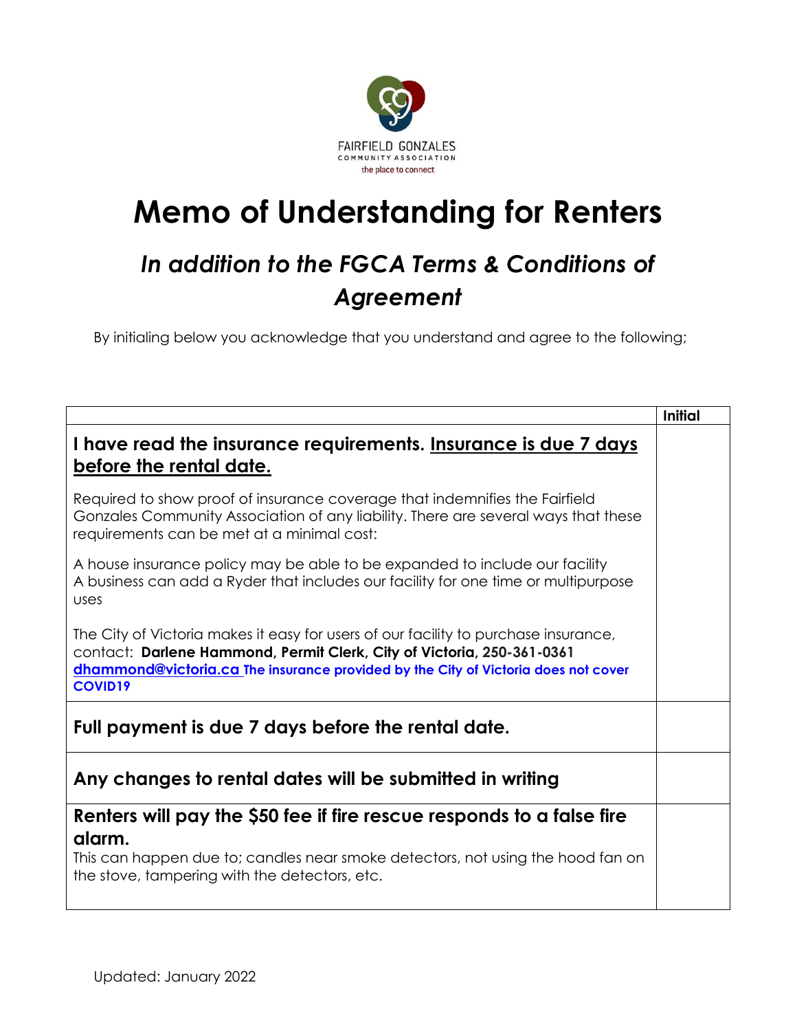FAIRFIELD GONZALES
COMMUNITY ASSOCIATION
the place to connect

# Memo of Understanding for Renters

## *In addition to the FGCA Terms & Conditions of Agreement*

By initialing below you acknowledge that you understand and agree to the following;

| | Initial |
|---|---|
| **I have read the insurance requirements. <u>Insurance is due 7 days before the rental date.</u>**<br><br>Required to show proof of insurance coverage that indemnifies the Fairfield Gonzales Community Association of any liability. There are several ways that these requirements can be met at a minimal cost:<br><br>A house insurance policy may be able to be expanded to include our facility<br>A business can add a Ryder that includes our facility for one time or multipurpose uses<br><br>The City of Victoria makes it easy for users of our facility to purchase insurance, contact: **Darlene Hammond, Permit Clerk, City of Victoria, 250-361-0361** **dhammond@victoria.ca** **The insurance provided by the City of Victoria does not cover COVID19** | |
| **Full payment is due 7 days before the rental date.** | |
| **Any changes to rental dates will be submitted in writing** | |
| **Renters will pay the $50 fee if fire rescue responds to a false fire alarm.**<br>This can happen due to; candles near smoke detectors, not using the hood fan on the stove, tampering with the detectors, etc. | |

Updated: January 2022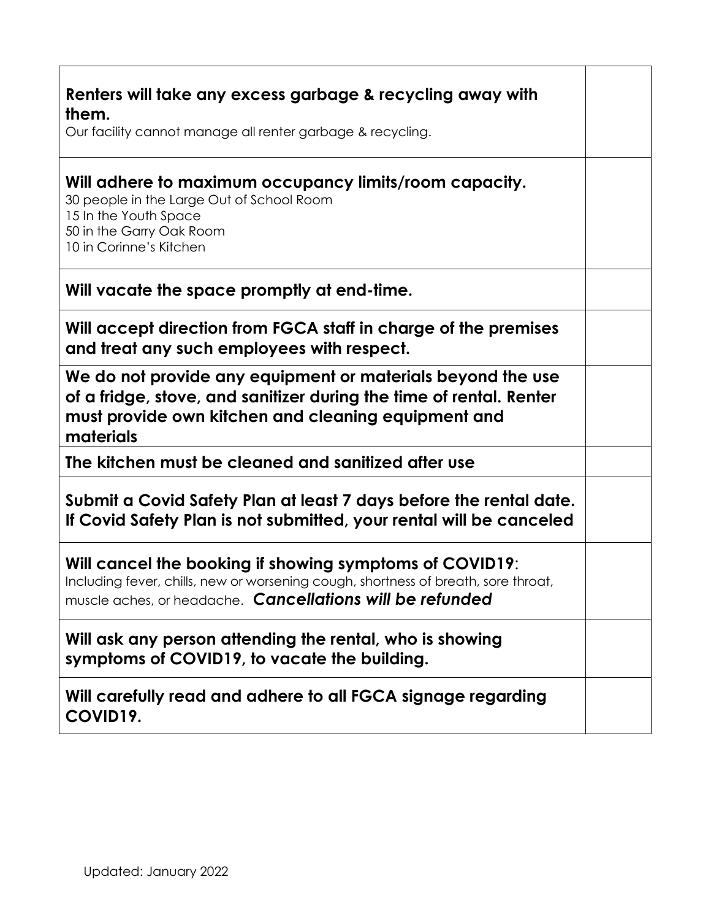| | |
|---|---|
| **Renters will take any excess garbage & recycling away with them.**<br>Our facility cannot manage all renter garbage & recycling. | |
| **Will adhere to maximum occupancy limits/room capacity.**<br>30 people in the Large Out of School Room<br>15 In the Youth Space<br>50 in the Garry Oak Room<br>10 in Corinne's Kitchen | |
| **Will vacate the space promptly at end-time.** | |
| **Will accept direction from FGCA staff in charge of the premises and treat any such employees with respect.** | |
| **We do not provide any equipment or materials beyond the use of a fridge, stove, and sanitizer during the time of rental. Renter must provide own kitchen and cleaning equipment and materials** | |
| **The kitchen must be cleaned and sanitized after use** | |
| **Submit a Covid Safety Plan at least 7 days before the rental date. If Covid Safety Plan is not submitted, your rental will be canceled** | |
| **Will cancel the booking if showing symptoms of COVID19**:<br>Including fever, chills, new or worsening cough, shortness of breath, sore throat, muscle aches, or headache. ***Cancellations will be refunded*** | |
| **Will ask any person attending the rental, who is showing symptoms of COVID19, to vacate the building.** | |
| **Will carefully read and adhere to all FGCA signage regarding COVID19.** | |

Updated: January 2022